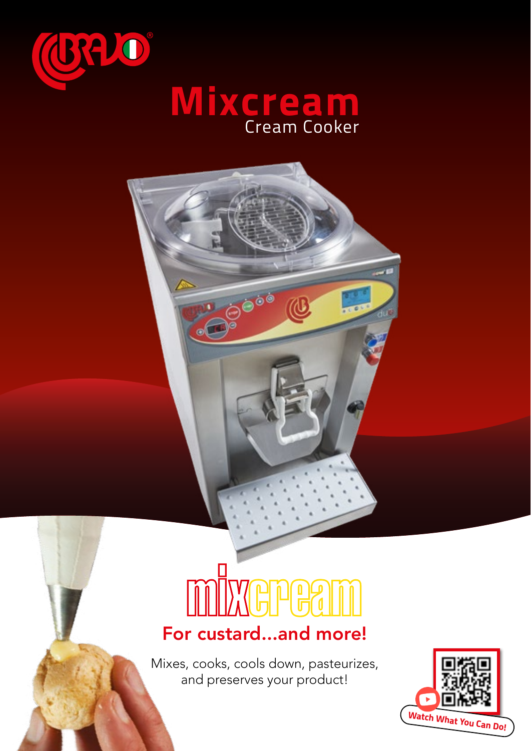# Mixcream

## Cream Cooker

## mixcream

### For custard...and more!

Mixes, cooks, cools down, pasteurizes, and preserves your product!

Watch What You Can Do!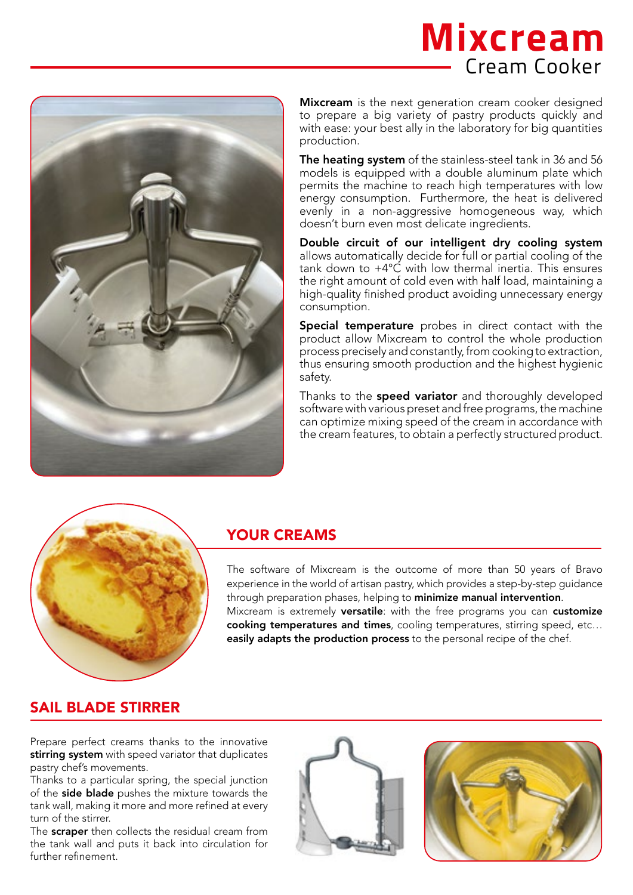# Mixcream
## Cream Cooker

**Mixcream** is the next generation cream cooker designed to prepare a big variety of pastry products quickly and with ease: your best ally in the laboratory for big quantities production.

**The heating system** of the stainless-steel tank in 36 and 56 models is equipped with a double aluminum plate which permits the machine to reach high temperatures with low energy consumption. Furthermore, the heat is delivered evenly in a non-aggressive homogeneous way, which doesn't burn even most delicate ingredients.

**Double circuit of our intelligent dry cooling system** allows automatically decide for full or partial cooling of the tank down to +4°C with low thermal inertia. This ensures the right amount of cold even with half load, maintaining a high-quality finished product avoiding unnecessary energy consumption.

**Special temperature** probes in direct contact with the product allow Mixcream to control the whole production process precisely and constantly, from cooking to extraction, thus ensuring smooth production and the highest hygienic safety.

Thanks to the **speed variator** and thoroughly developed software with various preset and free programs, the machine can optimize mixing speed of the cream in accordance with the cream features, to obtain a perfectly structured product.

## YOUR CREAMS

The software of Mixcream is the outcome of more than 50 years of Bravo experience in the world of artisan pastry, which provides a step-by-step guidance through preparation phases, helping to **minimize manual intervention**.
Mixcream is extremely **versatile**: with the free programs you can **customize cooking temperatures and times**, cooling temperatures, stirring speed, etc… **easily adapts the production process** to the personal recipe of the chef.

## SAIL BLADE STIRRER

Prepare perfect creams thanks to the innovative **stirring system** with speed variator that duplicates pastry chef's movements.
Thanks to a particular spring, the special junction of the **side blade** pushes the mixture towards the tank wall, making it more and more refined at every turn of the stirrer.
The **scraper** then collects the residual cream from the tank wall and puts it back into circulation for further refinement.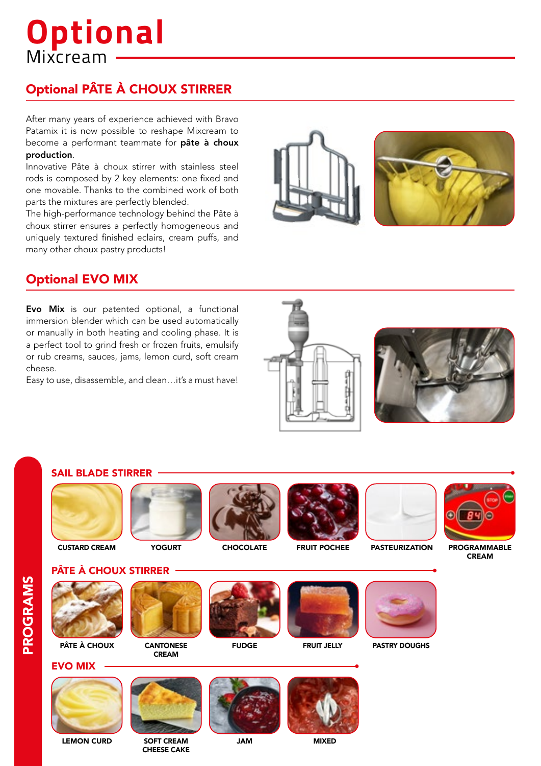# Optional

Mixcream

## Optional PÂTE À CHOUX STIRRER

After many years of experience achieved with Bravo Patamix it is now possible to reshape Mixcream to become a performant teammate for **pâte à choux production**.
Innovative Pâte à choux stirrer with stainless steel rods is composed by 2 key elements: one fixed and one movable. Thanks to the combined work of both parts the mixtures are perfectly blended.
The high-performance technology behind the Pâte à choux stirrer ensures a perfectly homogeneous and uniquely textured finished eclairs, cream puffs, and many other choux pastry products!

## Optional EVO MIX

**Evo Mix** is our patented optional, a functional immersion blender which can be used automatically or manually in both heating and cooling phase. It is a perfect tool to grind fresh or frozen fruits, emulsify or rub creams, sauces, jams, lemon curd, soft cream cheese.
Easy to use, disassemble, and clean…it's a must have!

## PROGRAMS

### SAIL BLADE STIRRER

- CUSTARD CREAM
- YOGURT
- CHOCOLATE
- FRUIT POCHEE
- PASTEURIZATION
- PROGRAMMABLE CREAM

### PÂTE À CHOUX STIRRER

- PÂTE À CHOUX
- CANTONESE CREAM
- FUDGE
- FRUIT JELLY
- PASTRY DOUGHS

### EVO MIX

- LEMON CURD
- SOFT CREAM CHEESE CAKE
- JAM
- MIXED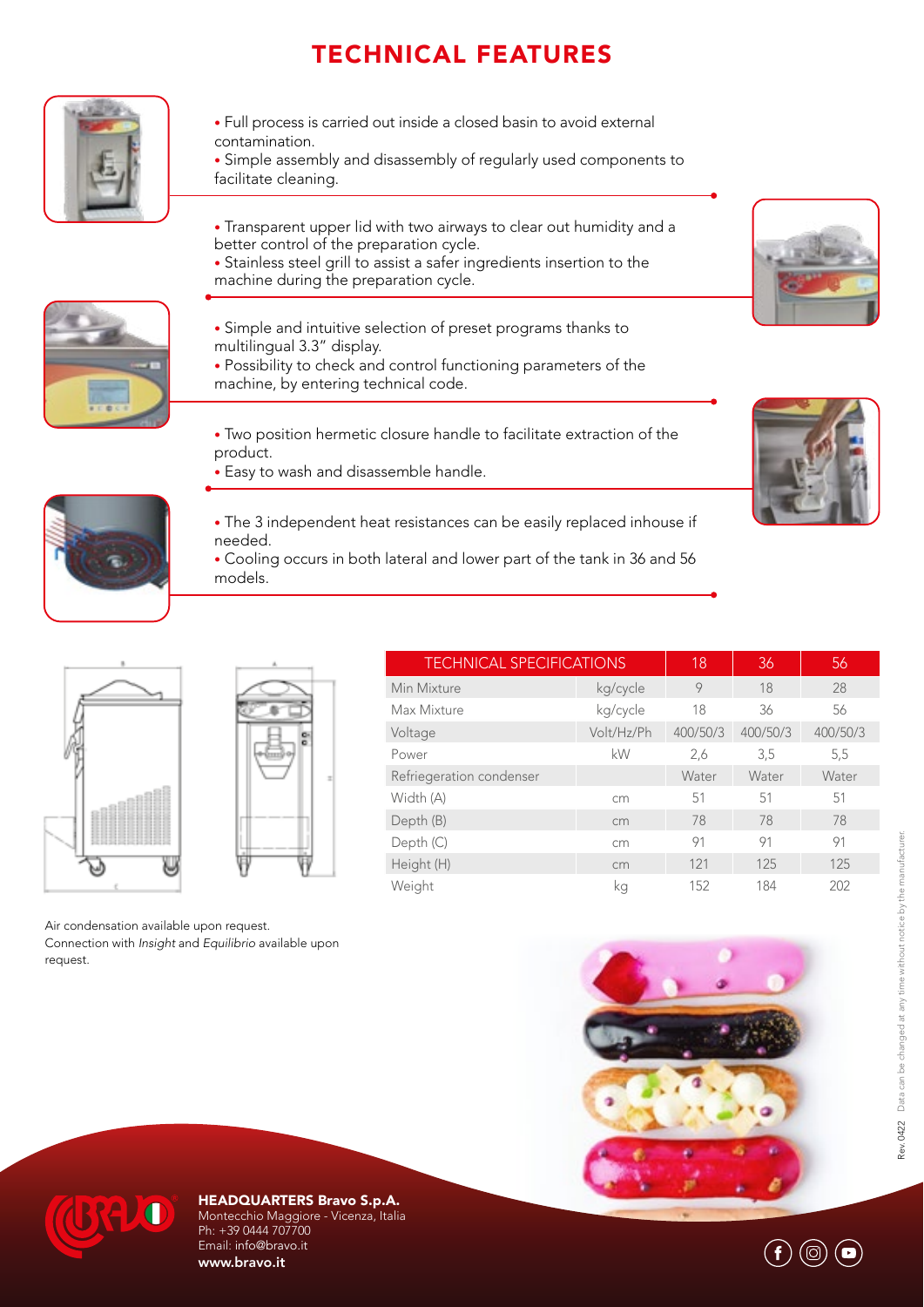# TECHNICAL FEATURES

- Full process is carried out inside a closed basin to avoid external contamination.
- Simple assembly and disassembly of regularly used components to facilitate cleaning.

- Transparent upper lid with two airways to clear out humidity and a better control of the preparation cycle.
- Stainless steel grill to assist a safer ingredients insertion to the machine during the preparation cycle.

- Simple and intuitive selection of preset programs thanks to multilingual 3.3" display.
- Possibility to check and control functioning parameters of the machine, by entering technical code.

- Two position hermetic closure handle to facilitate extraction of the product.
- Easy to wash and disassemble handle.

- The 3 independent heat resistances can be easily replaced inhouse if needed.
- Cooling occurs in both lateral and lower part of the tank in 36 and 56 models.

| TECHNICAL SPECIFICATIONS | | 18 | 36 | 56 |
|---|---|---|---|---|
| Min Mixture | kg/cycle | 9 | 18 | 28 |
| Max Mixture | kg/cycle | 18 | 36 | 56 |
| Voltage | Volt/Hz/Ph | 400/50/3 | 400/50/3 | 400/50/3 |
| Power | kW | 2,6 | 3,5 | 5,5 |
| Refriegeration condenser | | Water | Water | Water |
| Width (A) | cm | 51 | 51 | 51 |
| Depth (B) | cm | 78 | 78 | 78 |
| Depth (C) | cm | 91 | 91 | 91 |
| Height (H) | cm | 121 | 125 | 125 |
| Weight | kg | 152 | 184 | 202 |

Air condensation available upon request.
Connection with *Insight* and *Equilibrio* available upon request.

Rev. 0422 Data can be changed at any time without notice by the manufacturer.

**HEADQUARTERS Bravo S.p.A.**
Montecchio Maggiore - Vicenza, Italia
Ph: +39 0444 707700
Email: info@bravo.it
**www.bravo.it**